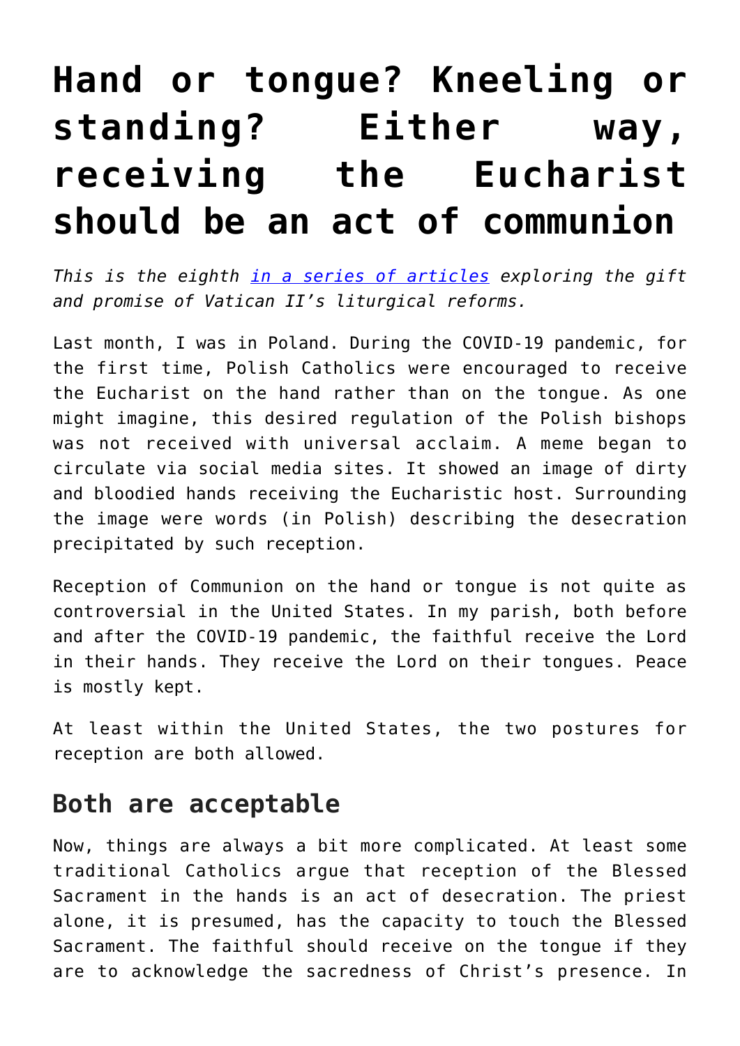# Hand or tongue? Kneeling or standing? Either way, receiving the Eucharist should be an act of communion

*This is the eighth [in a series of articles](#) exploring the gift and promise of Vatican II's liturgical reforms.*

Last month, I was in Poland. During the COVID-19 pandemic, for the first time, Polish Catholics were encouraged to receive the Eucharist on the hand rather than on the tongue. As one might imagine, this desired regulation of the Polish bishops was not received with universal acclaim. A meme began to circulate via social media sites. It showed an image of dirty and bloodied hands receiving the Eucharistic host. Surrounding the image were words (in Polish) describing the desecration precipitated by such reception.

Reception of Communion on the hand or tongue is not quite as controversial in the United States. In my parish, both before and after the COVID-19 pandemic, the faithful receive the Lord in their hands. They receive the Lord on their tongues. Peace is mostly kept.

At least within the United States, the two postures for reception are both allowed.

## Both are acceptable

Now, things are always a bit more complicated. At least some traditional Catholics argue that reception of the Blessed Sacrament in the hands is an act of desecration. The priest alone, it is presumed, has the capacity to touch the Blessed Sacrament. The faithful should receive on the tongue if they are to acknowledge the sacredness of Christ's presence. In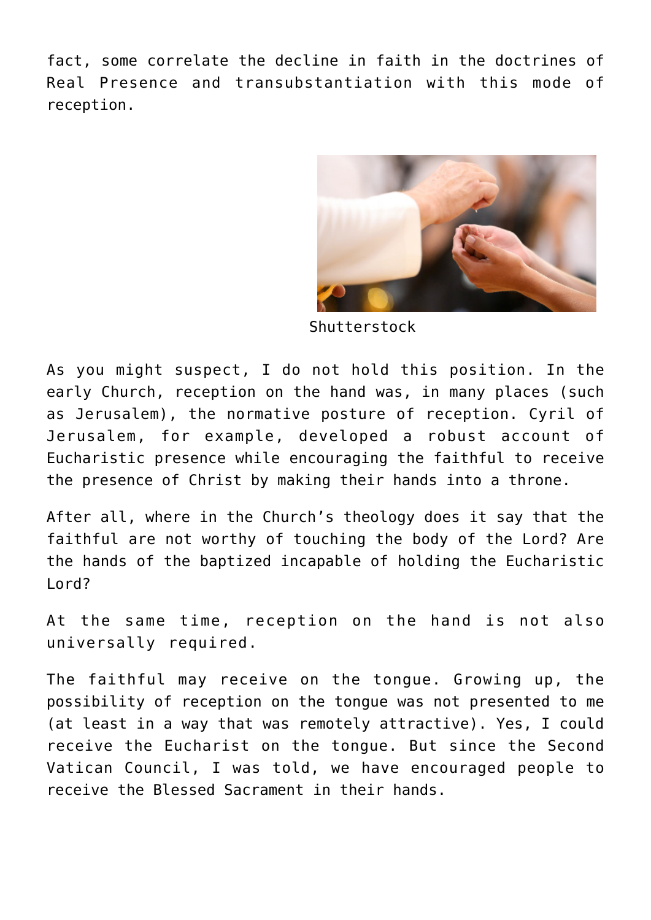fact, some correlate the decline in faith in the doctrines of Real Presence and transubstantiation with this mode of reception.

Shutterstock

As you might suspect, I do not hold this position. In the early Church, reception on the hand was, in many places (such as Jerusalem), the normative posture of reception. Cyril of Jerusalem, for example, developed a robust account of Eucharistic presence while encouraging the faithful to receive the presence of Christ by making their hands into a throne.

After all, where in the Church's theology does it say that the faithful are not worthy of touching the body of the Lord? Are the hands of the baptized incapable of holding the Eucharistic Lord?

At the same time, reception on the hand is not also universally required.

The faithful may receive on the tongue. Growing up, the possibility of reception on the tongue was not presented to me (at least in a way that was remotely attractive). Yes, I could receive the Eucharist on the tongue. But since the Second Vatican Council, I was told, we have encouraged people to receive the Blessed Sacrament in their hands.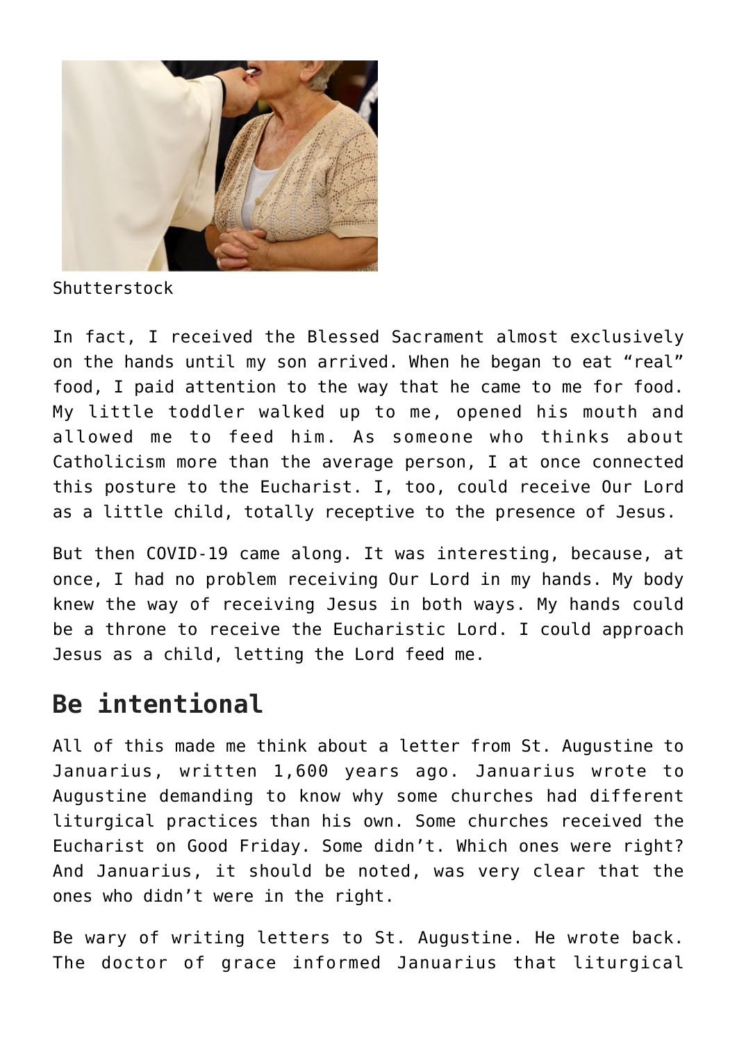Shutterstock

In fact, I received the Blessed Sacrament almost exclusively on the hands until my son arrived. When he began to eat "real" food, I paid attention to the way that he came to me for food. My little toddler walked up to me, opened his mouth and allowed me to feed him. As someone who thinks about Catholicism more than the average person, I at once connected this posture to the Eucharist. I, too, could receive Our Lord as a little child, totally receptive to the presence of Jesus.

But then COVID-19 came along. It was interesting, because, at once, I had no problem receiving Our Lord in my hands. My body knew the way of receiving Jesus in both ways. My hands could be a throne to receive the Eucharistic Lord. I could approach Jesus as a child, letting the Lord feed me.

## Be intentional

All of this made me think about a letter from St. Augustine to Januarius, written 1,600 years ago. Januarius wrote to Augustine demanding to know why some churches had different liturgical practices than his own. Some churches received the Eucharist on Good Friday. Some didn't. Which ones were right? And Januarius, it should be noted, was very clear that the ones who didn't were in the right.

Be wary of writing letters to St. Augustine. He wrote back. The doctor of grace informed Januarius that liturgical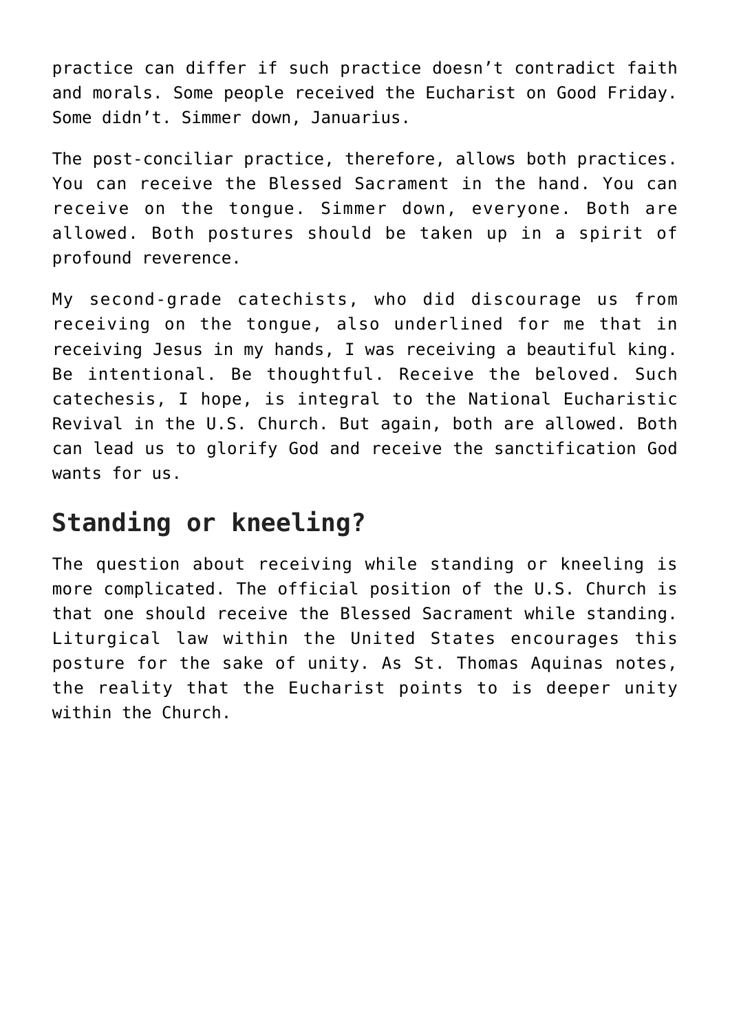practice can differ if such practice doesn't contradict faith and morals. Some people received the Eucharist on Good Friday. Some didn't. Simmer down, Januarius.

The post-conciliar practice, therefore, allows both practices. You can receive the Blessed Sacrament in the hand. You can receive on the tongue. Simmer down, everyone. Both are allowed. Both postures should be taken up in a spirit of profound reverence.

My second-grade catechists, who did discourage us from receiving on the tongue, also underlined for me that in receiving Jesus in my hands, I was receiving a beautiful king. Be intentional. Be thoughtful. Receive the beloved. Such catechesis, I hope, is integral to the National Eucharistic Revival in the U.S. Church. But again, both are allowed. Both can lead us to glorify God and receive the sanctification God wants for us.

## Standing or kneeling?

The question about receiving while standing or kneeling is more complicated. The official position of the U.S. Church is that one should receive the Blessed Sacrament while standing. Liturgical law within the United States encourages this posture for the sake of unity. As St. Thomas Aquinas notes, the reality that the Eucharist points to is deeper unity within the Church.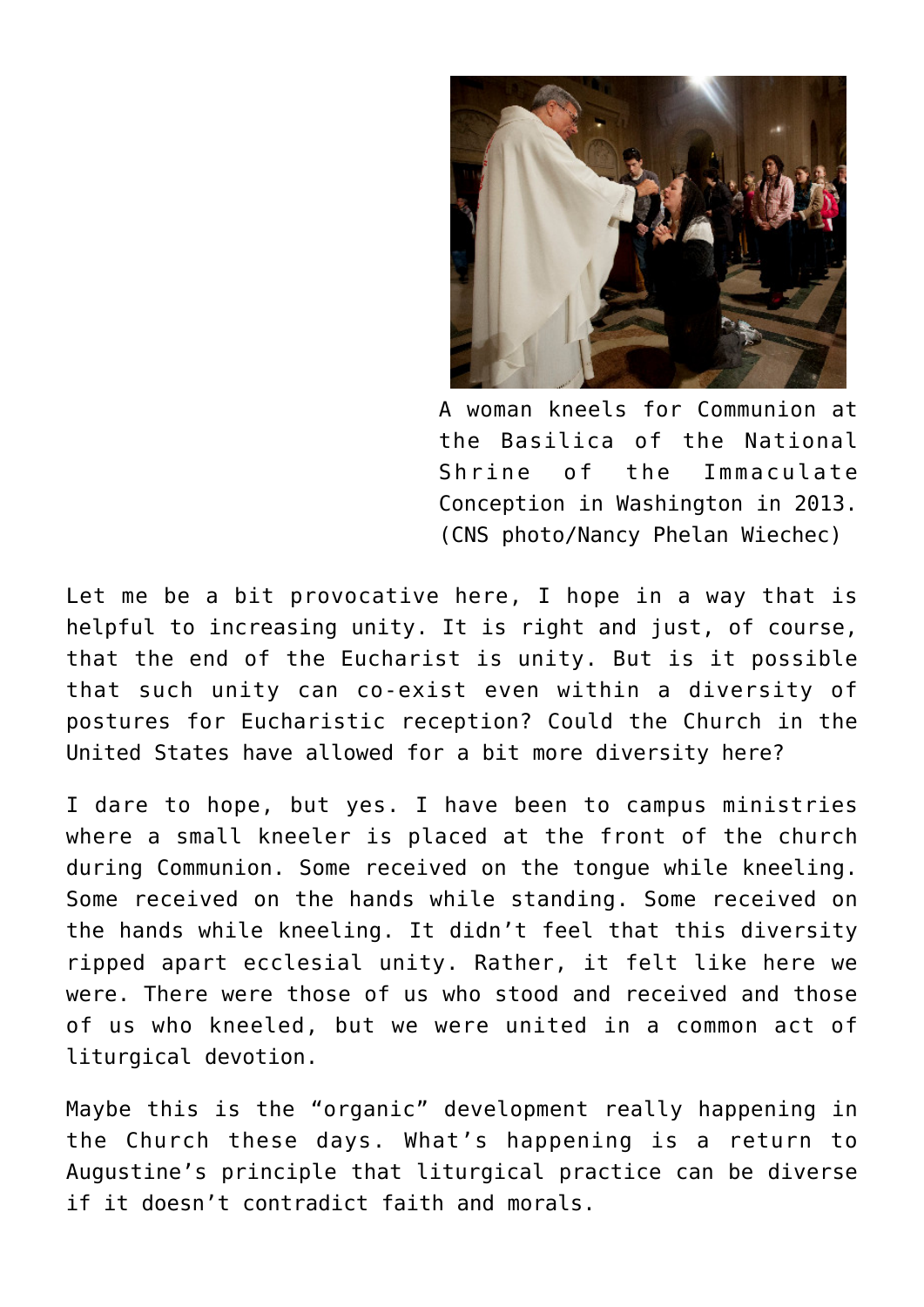A woman kneels for Communion at the Basilica of the National Shrine of the Immaculate Conception in Washington in 2013. (CNS photo/Nancy Phelan Wiechec)

Let me be a bit provocative here, I hope in a way that is helpful to increasing unity. It is right and just, of course, that the end of the Eucharist is unity. But is it possible that such unity can co-exist even within a diversity of postures for Eucharistic reception? Could the Church in the United States have allowed for a bit more diversity here?

I dare to hope, but yes. I have been to campus ministries where a small kneeler is placed at the front of the church during Communion. Some received on the tongue while kneeling. Some received on the hands while standing. Some received on the hands while kneeling. It didn't feel that this diversity ripped apart ecclesial unity. Rather, it felt like here we were. There were those of us who stood and received and those of us who kneeled, but we were united in a common act of liturgical devotion.

Maybe this is the "organic" development really happening in the Church these days. What's happening is a return to Augustine's principle that liturgical practice can be diverse if it doesn't contradict faith and morals.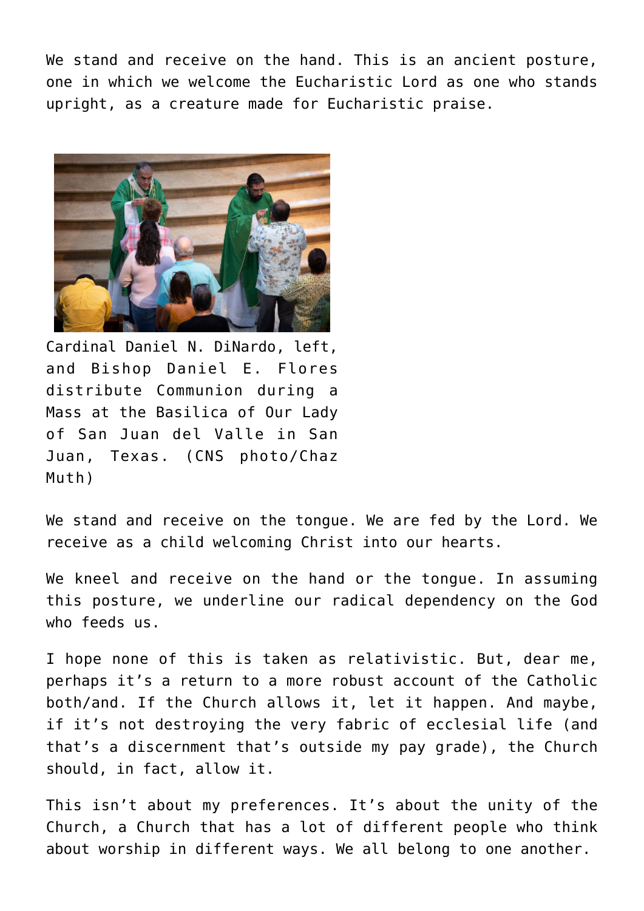We stand and receive on the hand. This is an ancient posture, one in which we welcome the Eucharistic Lord as one who stands upright, as a creature made for Eucharistic praise.

Cardinal Daniel N. DiNardo, left, and Bishop Daniel E. Flores distribute Communion during a Mass at the Basilica of Our Lady of San Juan del Valle in San Juan, Texas. (CNS photo/Chaz Muth)

We stand and receive on the tongue. We are fed by the Lord. We receive as a child welcoming Christ into our hearts.

We kneel and receive on the hand or the tongue. In assuming this posture, we underline our radical dependency on the God who feeds us.

I hope none of this is taken as relativistic. But, dear me, perhaps it's a return to a more robust account of the Catholic both/and. If the Church allows it, let it happen. And maybe, if it's not destroying the very fabric of ecclesial life (and that's a discernment that's outside my pay grade), the Church should, in fact, allow it.

This isn't about my preferences. It's about the unity of the Church, a Church that has a lot of different people who think about worship in different ways. We all belong to one another.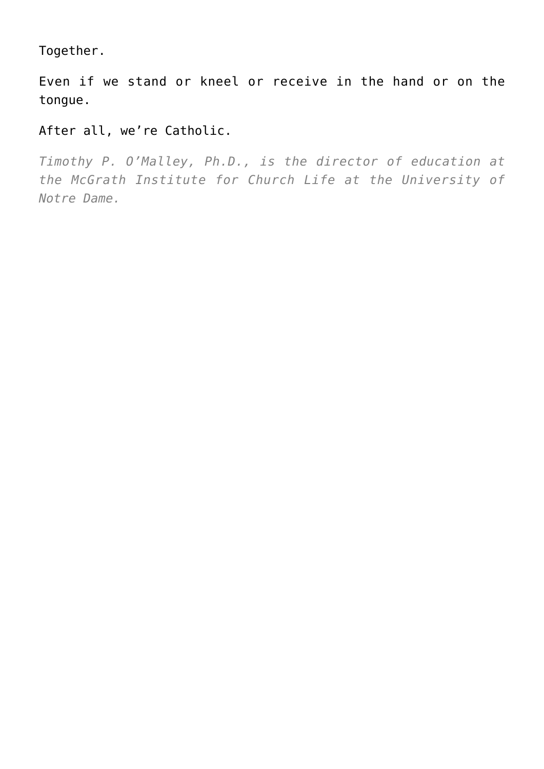Together.

Even if we stand or kneel or receive in the hand or on the tongue.

After all, we're Catholic.

*Timothy P. O'Malley, Ph.D., is the director of education at the McGrath Institute for Church Life at the University of Notre Dame.*